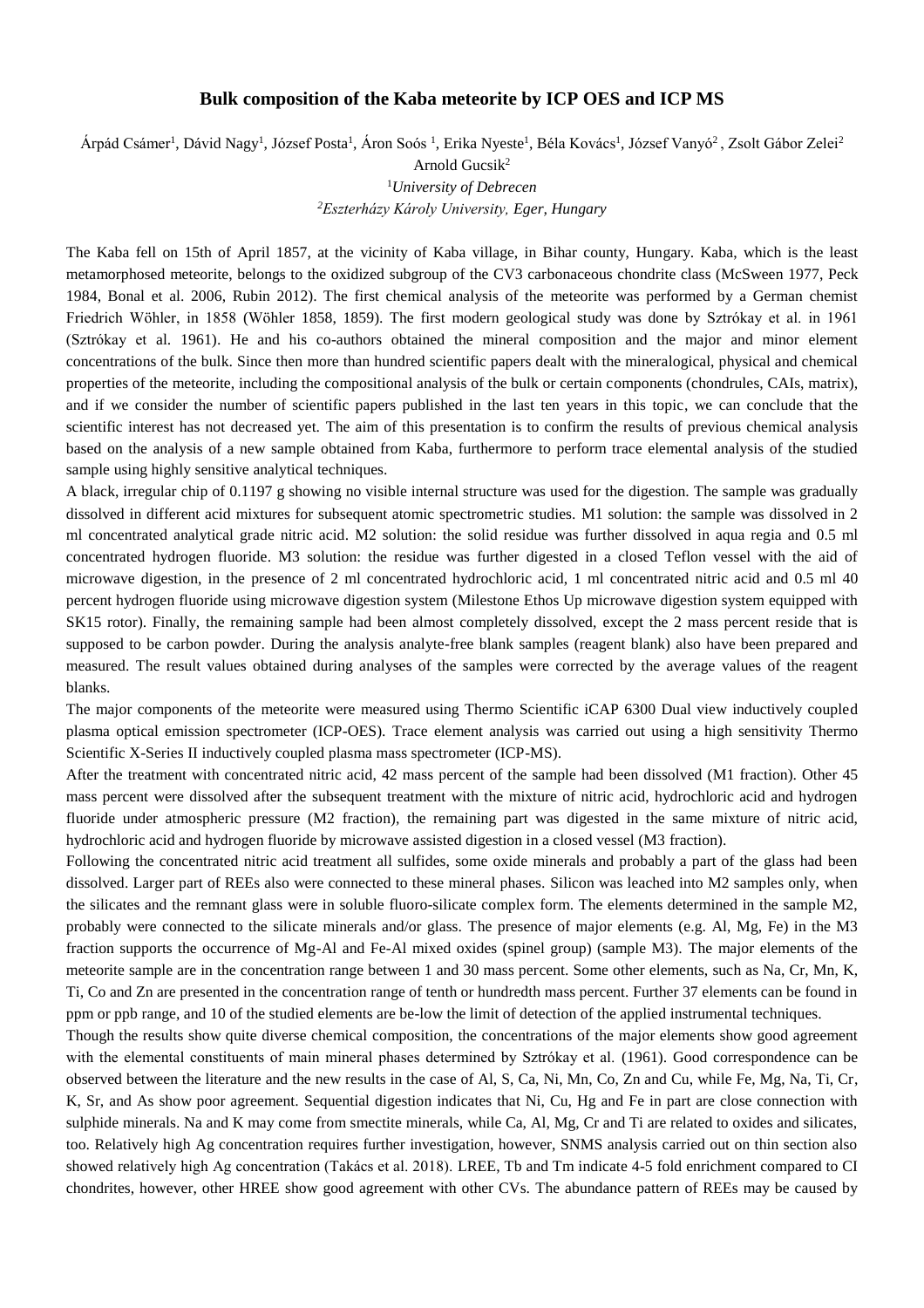# Bulk composition of the Kaba meteorite by ICP OES and ICP MS

Árpád Csámer[1], Dávid Nagy[1], József Posta[1], Áron Soós [1], Erika Nyeste[1], Béla Kovács[1], József Vanyó[2] , Zsolt Gábor Zelei[2] Arnold Gucsik[2]

[1]*University of Debrecen*

[2]*Eszterházy Károly University, Eger, Hungary*

The Kaba fell on 15th of April 1857, at the vicinity of Kaba village, in Bihar county, Hungary. Kaba, which is the least metamorphosed meteorite, belongs to the oxidized subgroup of the CV3 carbonaceous chondrite class (McSween 1977, Peck 1984, Bonal et al. 2006, Rubin 2012). The first chemical analysis of the meteorite was performed by a German chemist Friedrich Wöhler, in 1858 (Wöhler 1858, 1859). The first modern geological study was done by Sztrókay et al. in 1961 (Sztrókay et al. 1961). He and his co-authors obtained the mineral composition and the major and minor element concentrations of the bulk. Since then more than hundred scientific papers dealt with the mineralogical, physical and chemical properties of the meteorite, including the compositional analysis of the bulk or certain components (chondrules, CAIs, matrix), and if we consider the number of scientific papers published in the last ten years in this topic, we can conclude that the scientific interest has not decreased yet. The aim of this presentation is to confirm the results of previous chemical analysis based on the analysis of a new sample obtained from Kaba, furthermore to perform trace elemental analysis of the studied sample using highly sensitive analytical techniques.

A black, irregular chip of 0.1197 g showing no visible internal structure was used for the digestion. The sample was gradually dissolved in different acid mixtures for subsequent atomic spectrometric studies. M1 solution: the sample was dissolved in 2 ml concentrated analytical grade nitric acid. M2 solution: the solid residue was further dissolved in aqua regia and 0.5 ml concentrated hydrogen fluoride. M3 solution: the residue was further digested in a closed Teflon vessel with the aid of microwave digestion, in the presence of 2 ml concentrated hydrochloric acid, 1 ml concentrated nitric acid and 0.5 ml 40 percent hydrogen fluoride using microwave digestion system (Milestone Ethos Up microwave digestion system equipped with SK15 rotor). Finally, the remaining sample had been almost completely dissolved, except the 2 mass percent reside that is supposed to be carbon powder. During the analysis analyte-free blank samples (reagent blank) also have been prepared and measured. The result values obtained during analyses of the samples were corrected by the average values of the reagent blanks.

The major components of the meteorite were measured using Thermo Scientific iCAP 6300 Dual view inductively coupled plasma optical emission spectrometer (ICP-OES). Trace element analysis was carried out using a high sensitivity Thermo Scientific X-Series II inductively coupled plasma mass spectrometer (ICP-MS).

After the treatment with concentrated nitric acid, 42 mass percent of the sample had been dissolved (M1 fraction). Other 45 mass percent were dissolved after the subsequent treatment with the mixture of nitric acid, hydrochloric acid and hydrogen fluoride under atmospheric pressure (M2 fraction), the remaining part was digested in the same mixture of nitric acid, hydrochloric acid and hydrogen fluoride by microwave assisted digestion in a closed vessel (M3 fraction).

Following the concentrated nitric acid treatment all sulfides, some oxide minerals and probably a part of the glass had been dissolved. Larger part of REEs also were connected to these mineral phases. Silicon was leached into M2 samples only, when the silicates and the remnant glass were in soluble fluoro-silicate complex form. The elements determined in the sample M2, probably were connected to the silicate minerals and/or glass. The presence of major elements (e.g. Al, Mg, Fe) in the M3 fraction supports the occurrence of Mg-Al and Fe-Al mixed oxides (spinel group) (sample M3). The major elements of the meteorite sample are in the concentration range between 1 and 30 mass percent. Some other elements, such as Na, Cr, Mn, K, Ti, Co and Zn are presented in the concentration range of tenth or hundredth mass percent. Further 37 elements can be found in ppm or ppb range, and 10 of the studied elements are be-low the limit of detection of the applied instrumental techniques.

Though the results show quite diverse chemical composition, the concentrations of the major elements show good agreement with the elemental constituents of main mineral phases determined by Sztrókay et al. (1961). Good correspondence can be observed between the literature and the new results in the case of Al, S, Ca, Ni, Mn, Co, Zn and Cu, while Fe, Mg, Na, Ti, Cr, K, Sr, and As show poor agreement. Sequential digestion indicates that Ni, Cu, Hg and Fe in part are close connection with sulphide minerals. Na and K may come from smectite minerals, while Ca, Al, Mg, Cr and Ti are related to oxides and silicates, too. Relatively high Ag concentration requires further investigation, however, SNMS analysis carried out on thin section also showed relatively high Ag concentration (Takács et al. 2018). LREE, Tb and Tm indicate 4-5 fold enrichment compared to CI chondrites, however, other HREE show good agreement with other CVs. The abundance pattern of REEs may be caused by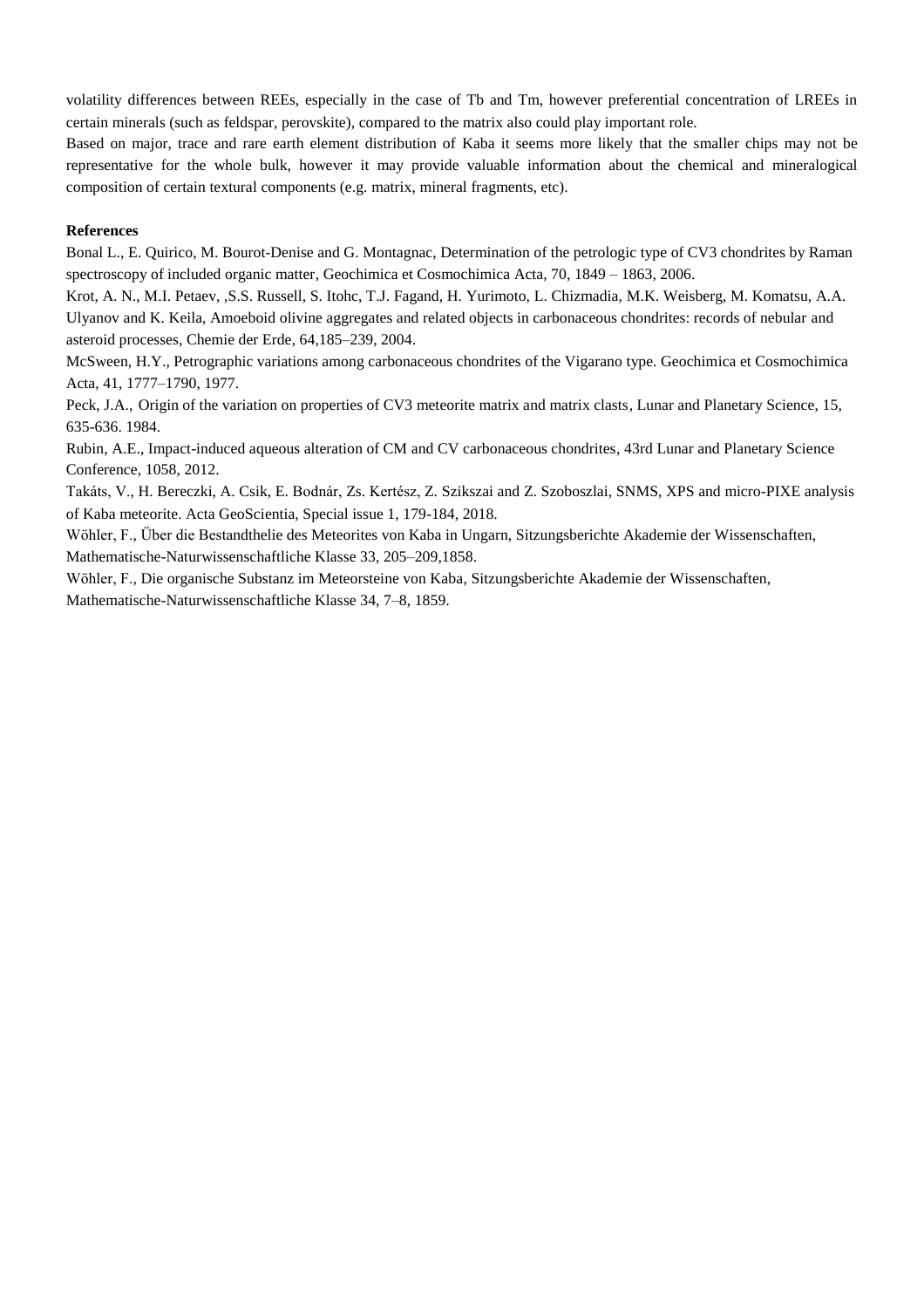volatility differences between REEs, especially in the case of Tb and Tm, however preferential concentration of LREEs in certain minerals (such as feldspar, perovskite), compared to the matrix also could play important role.

Based on major, trace and rare earth element distribution of Kaba it seems more likely that the smaller chips may not be representative for the whole bulk, however it may provide valuable information about the chemical and mineralogical composition of certain textural components (e.g. matrix, mineral fragments, etc).

**References**

Bonal L., E. Quirico, M. Bourot-Denise and G. Montagnac, Determination of the petrologic type of CV3 chondrites by Raman spectroscopy of included organic matter, Geochimica et Cosmochimica Acta, 70, 1849 – 1863, 2006.

Krot, A. N., M.I. Petaev, ,S.S. Russell, S. Itohc, T.J. Fagand, H. Yurimoto, L. Chizmadia, M.K. Weisberg, M. Komatsu, A.A. Ulyanov and K. Keila, Amoeboid olivine aggregates and related objects in carbonaceous chondrites: records of nebular and asteroid processes, Chemie der Erde, 64,185–239, 2004.

McSween, H.Y., Petrographic variations among carbonaceous chondrites of the Vigarano type. Geochimica et Cosmochimica Acta, 41, 1777–1790, 1977.

Peck, J.A., Origin of the variation on properties of CV3 meteorite matrix and matrix clasts, Lunar and Planetary Science, 15, 635-636. 1984.

Rubin, A.E., Impact-induced aqueous alteration of CM and CV carbonaceous chondrites, 43rd Lunar and Planetary Science Conference, 1058, 2012.

Takáts, V., H. Bereczki, A. Csik, E. Bodnár, Zs. Kertész, Z. Szikszai and Z. Szoboszlai, SNMS, XPS and micro-PIXE analysis of Kaba meteorite. Acta GeoScientia, Special issue 1, 179-184, 2018.

Wöhler, F., Über die Bestandthelie des Meteorites von Kaba in Ungarn, Sitzungsberichte Akademie der Wissenschaften, Mathematische-Naturwissenschaftliche Klasse 33, 205–209,1858.

Wöhler, F., Die organische Substanz im Meteorsteine von Kaba, Sitzungsberichte Akademie der Wissenschaften, Mathematische-Naturwissenschaftliche Klasse 34, 7–8, 1859.